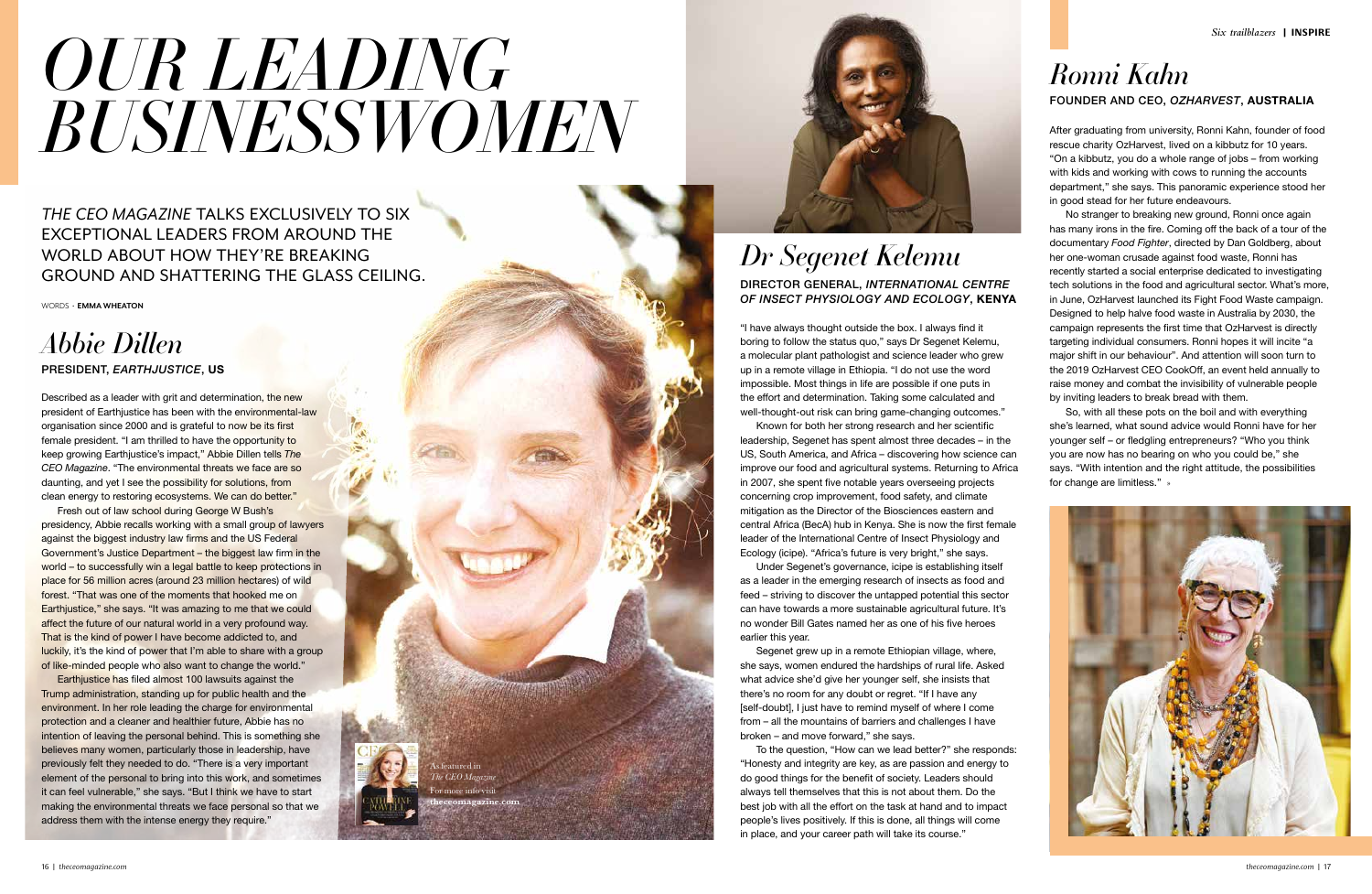# OUR LEADING BUSINESSWOMEN

*THE CEO MAGAZINE* TALKS EXCLUSIVELY TO SIX EXCEPTIONAL LEADERS FROM AROUND THE WORLD ABOUT HOW THEY'RE BREAKING GROUND AND SHATTERING THE GLASS CEILING.

WORDS · **EMMA WHEATON**

## *Abbie Dillen*

**PRESIDENT, *EARTHJUSTICE*, US**

Described as a leader with grit and determination, the new president of Earthjustice has been with the environmental-law organisation since 2000 and is grateful to now be its first female president. "I am thrilled to have the opportunity to keep growing Earthjustice's impact," Abbie Dillen tells *The CEO Magazine*. "The environmental threats we face are so daunting, and yet I see the possibility for solutions, from clean energy to restoring ecosystems. We can do better."

Fresh out of law school during George W Bush's presidency, Abbie recalls working with a small group of lawyers against the biggest industry law firms and the US Federal Government's Justice Department – the biggest law firm in the world – to successfully win a legal battle to keep protections in place for 56 million acres (around 23 million hectares) of wild forest. "That was one of the moments that hooked me on Earthjustice," she says. "It was amazing to me that we could affect the future of our natural world in a very profound way. That is the kind of power I have become addicted to, and luckily, it's the kind of power that I'm able to share with a group of like-minded people who also want to change the world."

Earthjustice has filed almost 100 lawsuits against the Trump administration, standing up for public health and the environment. In her role leading the charge for environmental protection and a cleaner and healthier future, Abbie has no intention of leaving the personal behind. This is something she believes many women, particularly those in leadership, have previously felt they needed to do. "There is a very important element of the personal to bring into this work, and sometimes it can feel vulnerable," she says. "But I think we have to start making the environmental threats we face personal so that we address them with the intense energy they require."

As featured in *The CEO Magazine*
For more info visit **theceomagazine.com**

## *Dr Segenet Kelemu*

**DIRECTOR GENERAL, *INTERNATIONAL CENTRE OF INSECT PHYSIOLOGY AND ECOLOGY*, KENYA**

"I have always thought outside the box. I always find it boring to follow the status quo," says Dr Segenet Kelemu, a molecular plant pathologist and science leader who grew up in a remote village in Ethiopia. "I do not use the word impossible. Most things in life are possible if one puts in the effort and determination. Taking some calculated and well-thought-out risk can bring game-changing outcomes."

Known for both her strong research and her scientific leadership, Segenet has spent almost three decades – in the US, South America, and Africa – discovering how science can improve our food and agricultural systems. Returning to Africa in 2007, she spent five notable years overseeing projects concerning crop improvement, food safety, and climate mitigation as the Director of the Biosciences eastern and central Africa (BecA) hub in Kenya. She is now the first female leader of the International Centre of Insect Physiology and Ecology (icipe). "Africa's future is very bright," she says.

Under Segenet's governance, icipe is establishing itself as a leader in the emerging research of insects as food and feed – striving to discover the untapped potential this sector can have towards a more sustainable agricultural future. It's no wonder Bill Gates named her as one of his five heroes earlier this year.

Segenet grew up in a remote Ethiopian village, where, she says, women endured the hardships of rural life. Asked what advice she'd give her younger self, she insists that there's no room for any doubt or regret. "If I have any [self-doubt], I just have to remind myself of where I come from – all the mountains of barriers and challenges I have broken – and move forward," she says.

To the question, "How can we lead better?" she responds: "Honesty and integrity are key, as are passion and energy to do good things for the benefit of society. Leaders should always tell themselves that this is not about them. Do the best job with all the effort on the task at hand and to impact people's lives positively. If this is done, all things will come in place, and your career path will take its course."

## *Ronni Kahn*

**FOUNDER AND CEO, *OZHARVEST*, AUSTRALIA**

After graduating from university, Ronni Kahn, founder of food rescue charity OzHarvest, lived on a kibbutz for 10 years. "On a kibbutz, you do a whole range of jobs – from working with kids and working with cows to running the accounts department," she says. This panoramic experience stood her in good stead for her future endeavours.

No stranger to breaking new ground, Ronni once again has many irons in the fire. Coming off the back of a tour of the documentary *Food Fighter*, directed by Dan Goldberg, about her one-woman crusade against food waste, Ronni has recently started a social enterprise dedicated to investigating tech solutions in the food and agricultural sector. What's more, in June, OzHarvest launched its Fight Food Waste campaign. Designed to help halve food waste in Australia by 2030, the campaign represents the first time that OzHarvest is directly targeting individual consumers. Ronni hopes it will incite "a major shift in our behaviour". And attention will soon turn to the 2019 OzHarvest CEO CookOff, an event held annually to raise money and combat the invisibility of vulnerable people by inviting leaders to break bread with them.

So, with all these pots on the boil and with everything she's learned, what sound advice would Ronni have for her younger self – or fledgling entrepreneurs? "Who you think you are now has no bearing on who you could be," she says. "With intention and the right attitude, the possibilities for change are limitless." »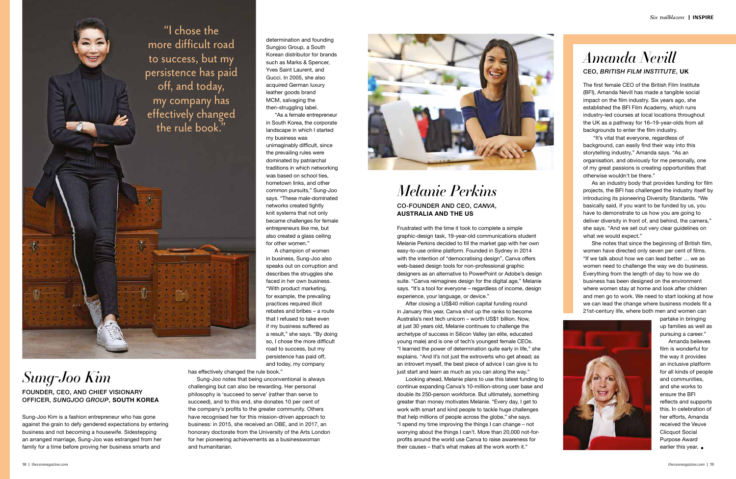"I chose the more difficult road to success, but my persistence has paid off, and today, my company has effectively changed the rule book."

# *Sung-Joo Kim*

**FOUNDER, CEO, AND CHIEF VISIONARY OFFICER, *SUNGJOO GROUP*, SOUTH KOREA**

Sung-Joo Kim is a fashion entrepreneur who has gone against the grain to defy gendered expectations by entering business and not becoming a housewife. Sidestepping an arranged marriage, Sung-Joo was estranged from her family for a time before proving her business smarts and determination and founding Sungjoo Group, a South Korean distributor for brands such as Marks & Spencer, Yves Saint Laurent, and Gucci. In 2005, she also acquired German luxury leather goods brand MCM, salvaging the then-struggling label.

"As a female entrepreneur in South Korea, the corporate landscape in which I started my business was unimaginably difficult, since the prevailing rules were dominated by patriarchal traditions in which networking was based on school ties, hometown links, and other common pursuits," Sung-Joo says. "These male-dominated networks created tightly knit systems that not only became challenges for female entrepreneurs like me, but also created a glass ceiling for other women."

A champion of women in business, Sung-Joo also speaks out on corruption and describes the struggles she faced in her own business. "With product marketing, for example, the prevailing practices required illicit rebates and bribes – a route that I refused to take even if my business suffered as a result," she says. "By doing so, I chose the more difficult road to success, but my persistence has paid off, and today my company has effectively changed the rule book."

Sung-Joo notes that being unconventional is always challenging but can also be rewarding. Her personal philosophy is 'succeed to serve' (rather than serve to succeed), and to this end, she donates 10 per cent of the company's profits to the greater community. Others have recognised her for this mission-driven approach to business: in 2015, she received an OBE, and in 2017, an honorary doctorate from the University of the Arts London for her pioneering achievements as a businesswoman and humanitarian.

# *Melanie Perkins*

**CO-FOUNDER AND CEO, *CANVA*, AUSTRALIA AND THE US**

Frustrated with the time it took to complete a simple graphic-design task, 19-year-old communications student Melanie Perkins decided to fill the market gap with her own easy-to-use online platform. Founded in Sydney in 2014 with the intention of "democratising design", Canva offers web-based design tools for non-professional graphic designers as an alternative to PowerPoint or Adobe's design suite. "Canva reimagines design for the digital age," Melanie says. "It's a tool for everyone – regardless of income, design experience, your language, or device."

After closing a US$40 million capital funding round in January this year, Canva shot up the ranks to become Australia's next tech unicorn – worth US$1 billion. Now, at just 30 years old, Melanie continues to challenge the archetype of success in Silicon Valley (an elite, educated young male) and is one of tech's youngest female CEOs. "I learned the power of determination quite early in life," she explains. "And it's not just the extroverts who get ahead; as an introvert myself, the best piece of advice I can give is to just start and learn as much as you can along the way."

Looking ahead, Melanie plans to use this latest funding to continue expanding Canva's 10-million-strong user base and double its 250-person workforce. But ultimately, something greater than money motivates Melanie. "Every day, I get to work with smart and kind people to tackle huge challenges that help millions of people across the globe," she says. "I spend my time improving the things I can change – not worrying about the things I can't. More than 20,000 not-for-profits around the world use Canva to raise awareness for their causes – that's what makes all the work worth it."

# *Amanda Nevill*

**CEO, *BRITISH FILM INSTITUTE*, UK**

The first female CEO of the British Film Institute (BFI), Amanda Nevill has made a tangible social impact on the film industry. Six years ago, she established the BFI Film Academy, which runs industry-led courses at local locations throughout the UK as a pathway for 16–19-year-olds from all backgrounds to enter the film industry.

"It's vital that everyone, regardless of background, can easily find their way into this storytelling industry," Amanda says. "As an organisation, and obviously for me personally, one of my great passions is creating opportunities that otherwise wouldn't be there."

As an industry body that provides funding for film projects, the BFI has challenged the industry itself by introducing its pioneering Diversity Standards. "We basically said, if you want to be funded by us, you have to demonstrate to us how you are going to deliver diversity in front of, and behind, the camera," she says. "And we set out very clear guidelines on what we would expect."

She notes that since the beginning of British film, women have directed only seven per cent of films. "If we talk about how we can lead better … we as women need to challenge the way we do business. Everything from the length of day to how we do business has been designed on the environment where women stay at home and look after children and men go to work. We need to start looking at how we can lead the change where business models fit a 21st-century life, where both men and women can partake in bringing up families as well as pursuing a career."

Amanda believes film is wonderful for the way it provides an inclusive platform for all kinds of people and communities, and she works to ensure the BFI reflects and supports this. In celebration of her efforts, Amanda received the Veuve Clicquot Social Purpose Award earlier this year. ▪